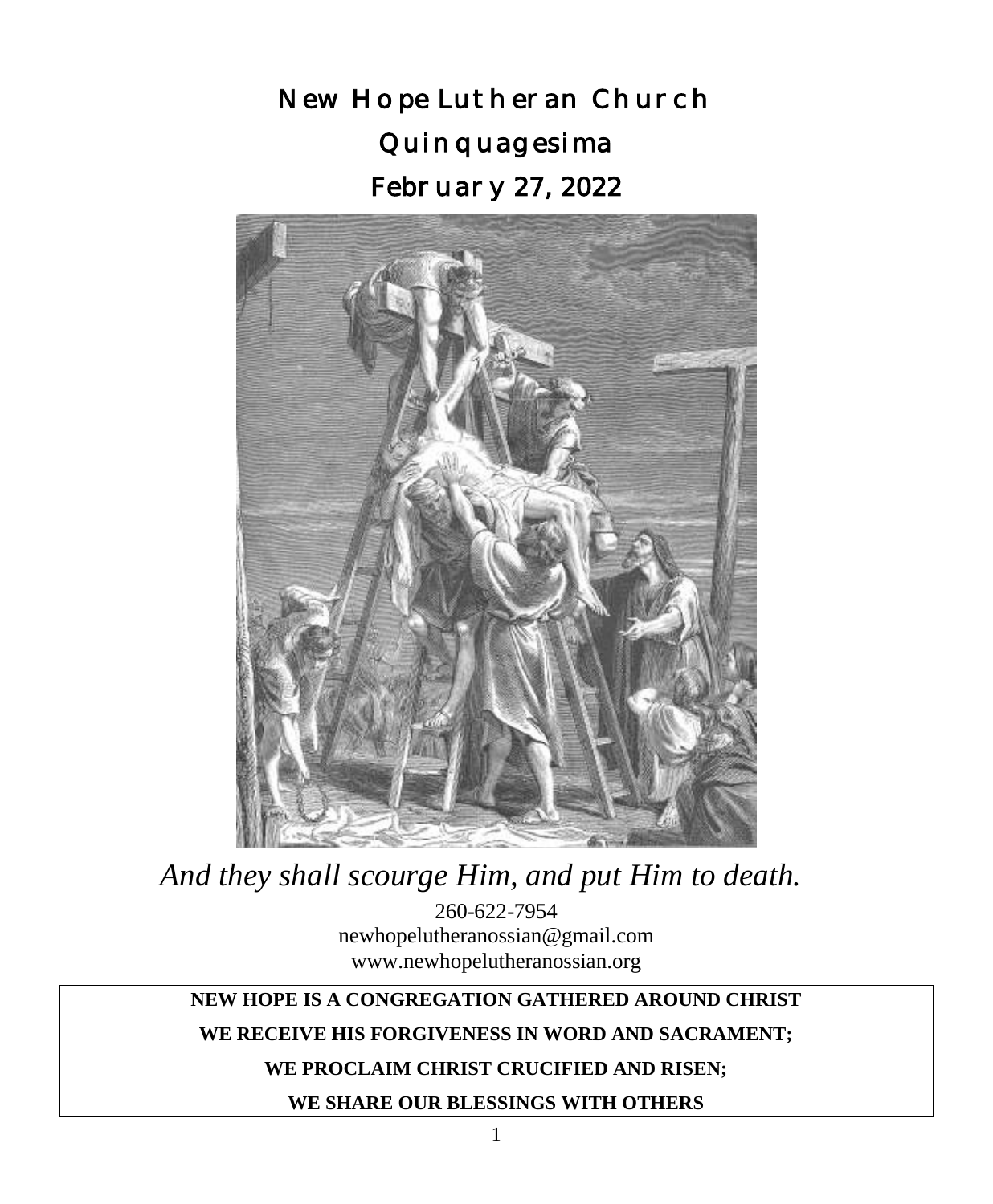# New Hope Lutheran Church

## Quinquagesima

## February 27, 2022

*And they shall scourge Him, and put Him to death.*

260-622-7954

newhopelutheranossian@gmail.com

www.newhopelutheranossian.org

**NEW HOPE IS A CONGREGATION GATHERED AROUND CHRIST**

**WE RECEIVE HIS FORGIVENESS IN WORD AND SACRAMENT;**

**WE PROCLAIM CHRIST CRUCIFIED AND RISEN;**

**WE SHARE OUR BLESSINGS WITH OTHERS**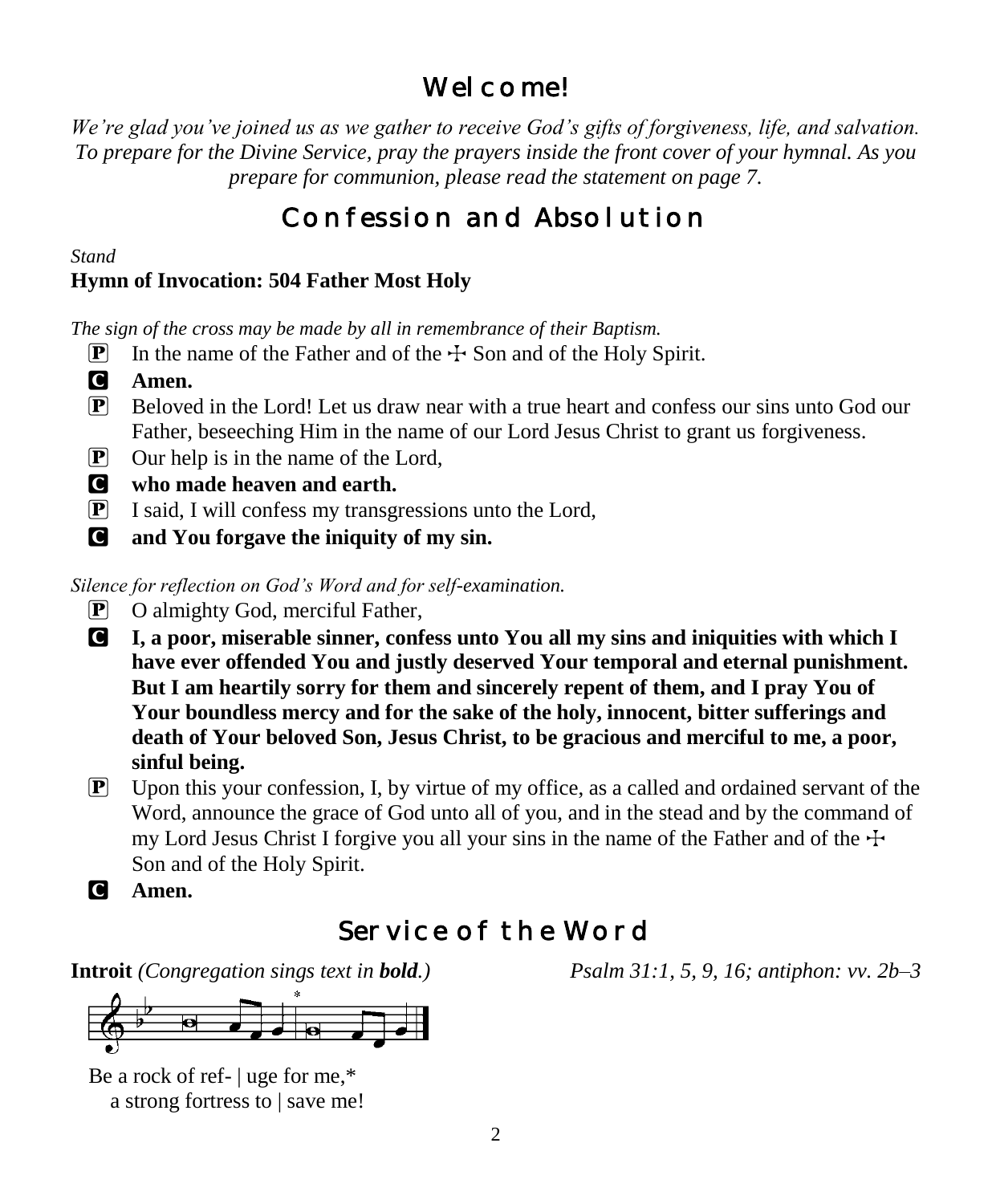# Welcome!

*We're glad you've joined us as we gather to receive God's gifts of forgiveness, life, and salvation. To prepare for the Divine Service, pray the prayers inside the front cover of your hymnal. As you prepare for communion, please read the statement on page 7.*

# Confession and Absolution

*Stand*

**Hymn of Invocation: 504 Father Most Holy**

*The sign of the cross may be made by all in remembrance of their Baptism.*

P In the name of the Father and of the ☩ Son and of the Holy Spirit.

C **Amen.**

P Beloved in the Lord! Let us draw near with a true heart and confess our sins unto God our Father, beseeching Him in the name of our Lord Jesus Christ to grant us forgiveness.

P Our help is in the name of the Lord,

C **who made heaven and earth.**

P I said, I will confess my transgressions unto the Lord,

C **and You forgave the iniquity of my sin.**

*Silence for reflection on God's Word and for self-examination.*

P O almighty God, merciful Father,

C **I, a poor, miserable sinner, confess unto You all my sins and iniquities with which I have ever offended You and justly deserved Your temporal and eternal punishment. But I am heartily sorry for them and sincerely repent of them, and I pray You of Your boundless mercy and for the sake of the holy, innocent, bitter sufferings and death of Your beloved Son, Jesus Christ, to be gracious and merciful to me, a poor, sinful being.**

P Upon this your confession, I, by virtue of my office, as a called and ordained servant of the Word, announce the grace of God unto all of you, and in the stead and by the command of my Lord Jesus Christ I forgive you all your sins in the name of the Father and of the ☩ Son and of the Holy Spirit.

C **Amen.**

# Service of the Word

**Introit** *(Congregation sings text in **bold**.)* *Psalm 31:1, 5, 9, 16; antiphon: vv. 2b–3*

Be a rock of ref- | uge for me,*
a strong fortress to | save me!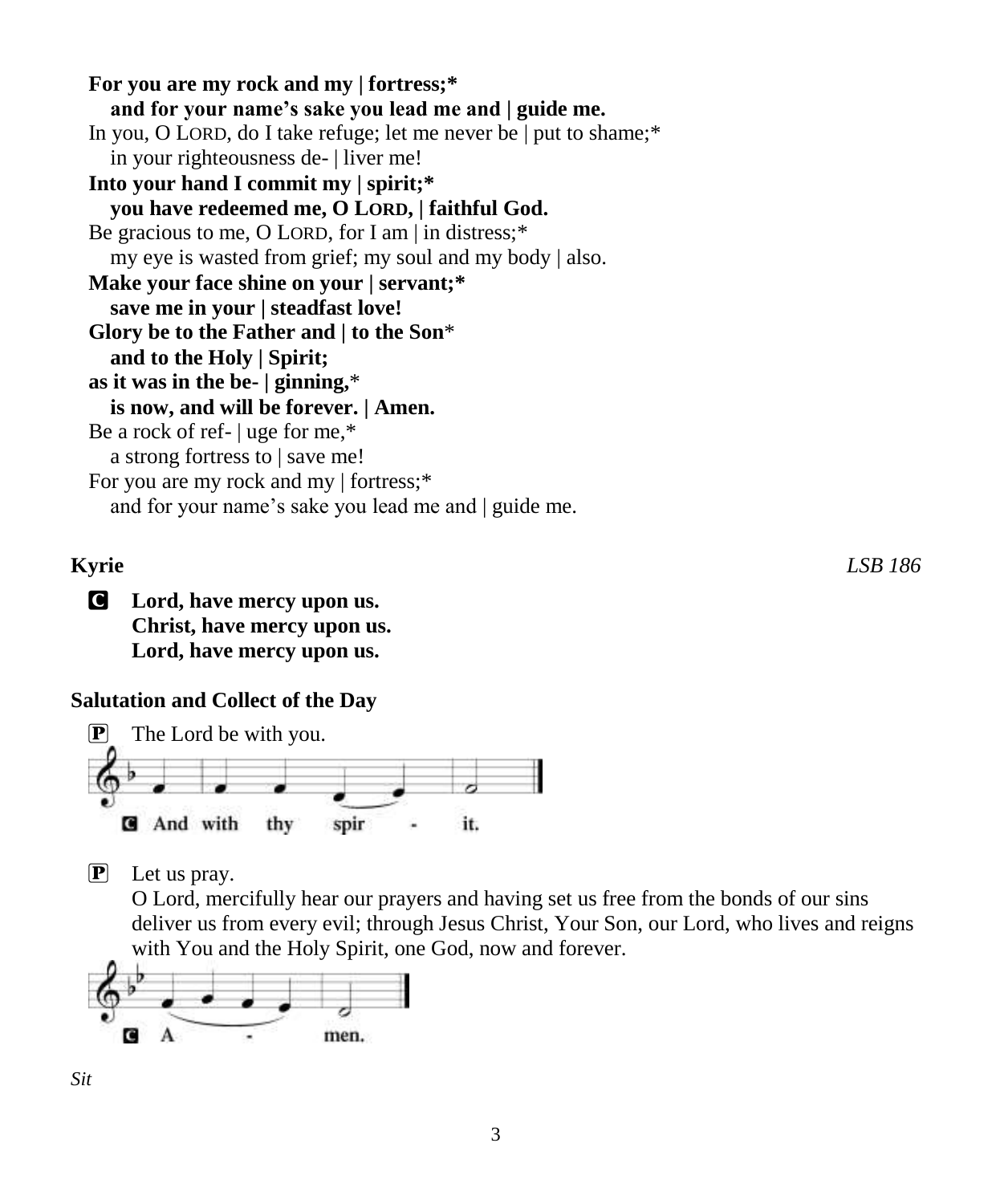**For you are my rock and my | fortress;***
**and for your name's sake you lead me and | guide me.**
In you, O LORD, do I take refuge; let me never be | put to shame;*
in your righteousness de- | liver me!
**Into your hand I commit my | spirit;***
**you have redeemed me, O LORD, | faithful God.**
Be gracious to me, O LORD, for I am | in distress;*
my eye is wasted from grief; my soul and my body | also.
**Make your face shine on your | servant;***
**save me in your | steadfast love!**
**Glory be to the Father and | to the Son***
**and to the Holy | Spirit;**
**as it was in the be- | ginning,***
**is now, and will be forever. | Amen.**
Be a rock of ref- | uge for me,*
a strong fortress to | save me!
For you are my rock and my | fortress;*
and for your name's sake you lead me and | guide me.

**Kyrie** *LSB 186*

C **Lord, have mercy upon us.**
**Christ, have mercy upon us.**
**Lord, have mercy upon us.**

**Salutation and Collect of the Day**

P The Lord be with you.

C And with thy spir - it.

P Let us pray.
O Lord, mercifully hear our prayers and having set us free from the bonds of our sins deliver us from every evil; through Jesus Christ, Your Son, our Lord, who lives and reigns with You and the Holy Spirit, one God, now and forever.

C A - men.

*Sit*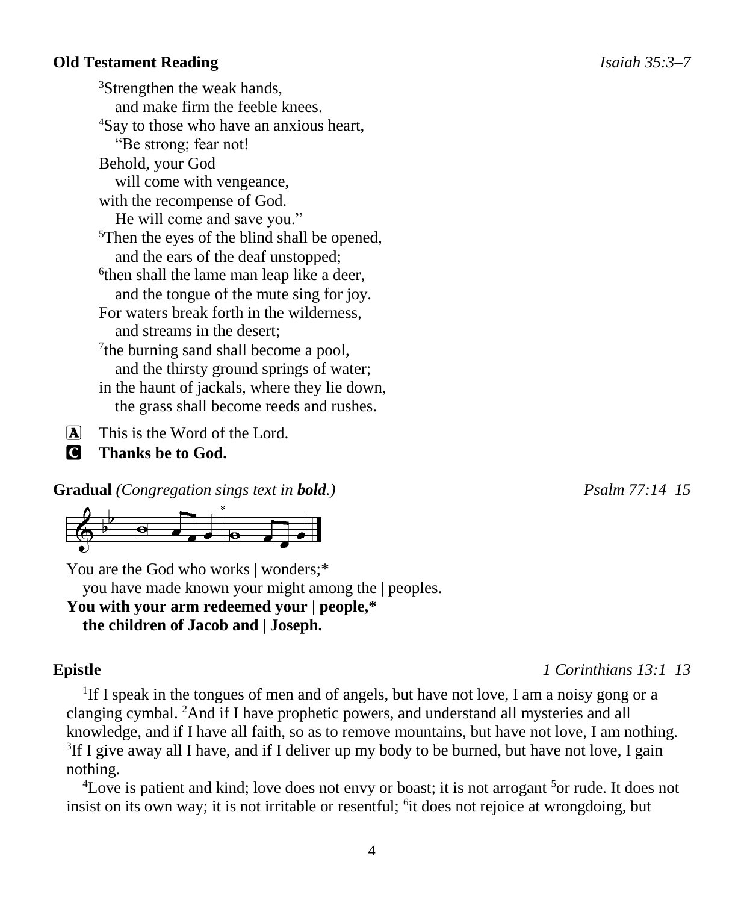**Old Testament Reading** *Isaiah 35:3–7*

[3]Strengthen the weak hands,
and make firm the feeble knees.
[4]Say to those who have an anxious heart,
"Be strong; fear not!
Behold, your God
will come with vengeance,
with the recompense of God.
He will come and save you."
[5]Then the eyes of the blind shall be opened,
and the ears of the deaf unstopped;
[6]then shall the lame man leap like a deer,
and the tongue of the mute sing for joy.
For waters break forth in the wilderness,
and streams in the desert;
[7]the burning sand shall become a pool,
and the thirsty ground springs of water;
in the haunt of jackals, where they lie down,
the grass shall become reeds and rushes.

A This is the Word of the Lord.

C **Thanks be to God.**

**Gradual** *(Congregation sings text in* ***bold****.)* *Psalm 77:14–15*

You are the God who works | wonders;*
you have made known your might among the | peoples.
**You with your arm redeemed your | people,***
**the children of Jacob and | Joseph.**

**Epistle** *1 Corinthians 13:1–13*

[1]If I speak in the tongues of men and of angels, but have not love, I am a noisy gong or a clanging cymbal. [2]And if I have prophetic powers, and understand all mysteries and all knowledge, and if I have all faith, so as to remove mountains, but have not love, I am nothing. [3]If I give away all I have, and if I deliver up my body to be burned, but have not love, I gain nothing.

[4]Love is patient and kind; love does not envy or boast; it is not arrogant [5]or rude. It does not insist on its own way; it is not irritable or resentful; [6]it does not rejoice at wrongdoing, but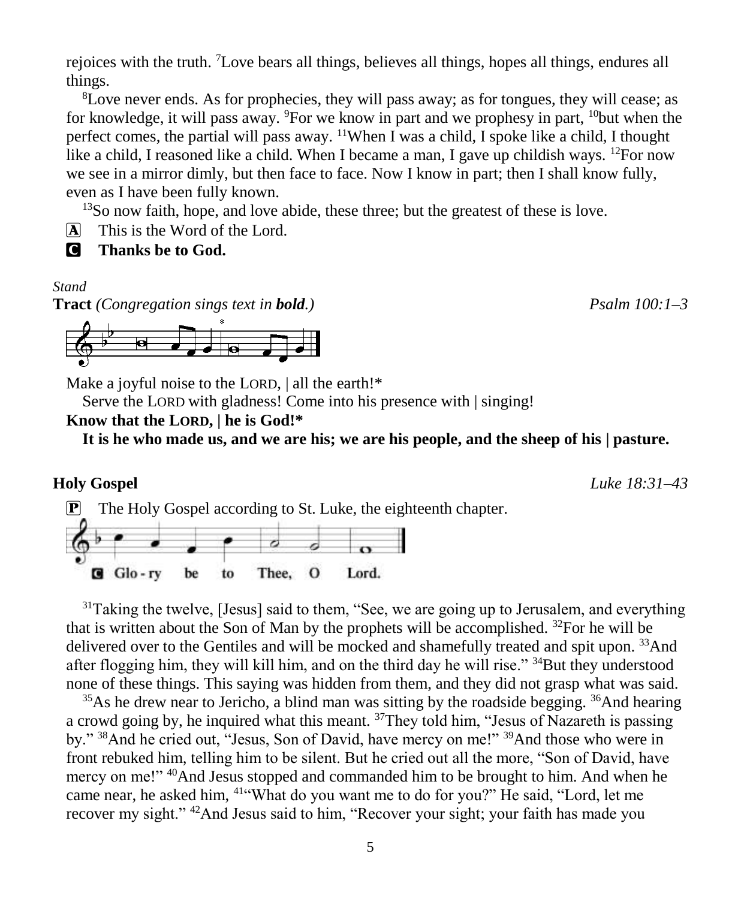rejoices with the truth. [7]Love bears all things, believes all things, hopes all things, endures all things.

[8]Love never ends. As for prophecies, they will pass away; as for tongues, they will cease; as for knowledge, it will pass away. [9]For we know in part and we prophesy in part, [10]but when the perfect comes, the partial will pass away. [11]When I was a child, I spoke like a child, I thought like a child, I reasoned like a child. When I became a man, I gave up childish ways. [12]For now we see in a mirror dimly, but then face to face. Now I know in part; then I shall know fully, even as I have been fully known.

[13]So now faith, hope, and love abide, these three; but the greatest of these is love.

A This is the Word of the Lord.

C **Thanks be to God.**

*Stand*

**Tract** *(Congregation sings text in **bold**.)* *Psalm 100:1–3*

Make a joyful noise to the LORD, | all the earth!*
Serve the LORD with gladness! Come into his presence with | singing!

**Know that the LORD, | he is God!***
**It is he who made us, and we are his; we are his people, and the sheep of his | pasture.**

**Holy Gospel** *Luke 18:31–43*

P The Holy Gospel according to St. Luke, the eighteenth chapter.

C Glo - ry be to Thee, O Lord.

[31]Taking the twelve, [Jesus] said to them, "See, we are going up to Jerusalem, and everything that is written about the Son of Man by the prophets will be accomplished. [32]For he will be delivered over to the Gentiles and will be mocked and shamefully treated and spit upon. [33]And after flogging him, they will kill him, and on the third day he will rise." [34]But they understood none of these things. This saying was hidden from them, and they did not grasp what was said.

[35]As he drew near to Jericho, a blind man was sitting by the roadside begging. [36]And hearing a crowd going by, he inquired what this meant. [37]They told him, "Jesus of Nazareth is passing by." [38]And he cried out, "Jesus, Son of David, have mercy on me!" [39]And those who were in front rebuked him, telling him to be silent. But he cried out all the more, "Son of David, have mercy on me!" [40]And Jesus stopped and commanded him to be brought to him. And when he came near, he asked him, [41]"What do you want me to do for you?" He said, "Lord, let me recover my sight." [42]And Jesus said to him, "Recover your sight; your faith has made you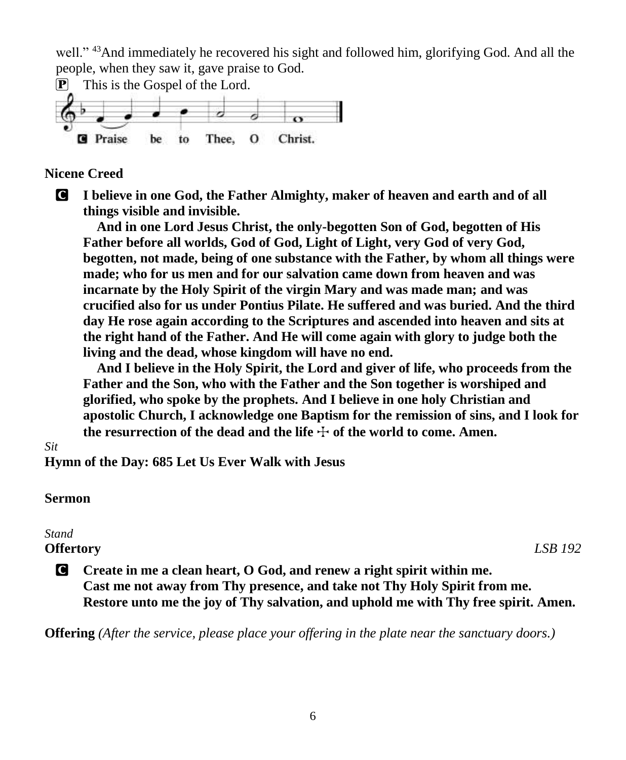well." [43]And immediately he recovered his sight and followed him, glorifying God. And all the people, when they saw it, gave praise to God.

P This is the Gospel of the Lord.

C Praise be to Thee, O Christ.

**Nicene Creed**

C **I believe in one God, the Father Almighty, maker of heaven and earth and of all things visible and invisible.**

**And in one Lord Jesus Christ, the only-begotten Son of God, begotten of His Father before all worlds, God of God, Light of Light, very God of very God, begotten, not made, being of one substance with the Father, by whom all things were made; who for us men and for our salvation came down from heaven and was incarnate by the Holy Spirit of the virgin Mary and was made man; and was crucified also for us under Pontius Pilate. He suffered and was buried. And the third day He rose again according to the Scriptures and ascended into heaven and sits at the right hand of the Father. And He will come again with glory to judge both the living and the dead, whose kingdom will have no end.**

**And I believe in the Holy Spirit, the Lord and giver of life, who proceeds from the Father and the Son, who with the Father and the Son together is worshiped and glorified, who spoke by the prophets. And I believe in one holy Christian and apostolic Church, I acknowledge one Baptism for the remission of sins, and I look for the resurrection of the dead and the life ☩ of the world to come. Amen.**

*Sit*

**Hymn of the Day: 685 Let Us Ever Walk with Jesus**

**Sermon**

*Stand*

**Offertory** *LSB 192*

C **Create in me a clean heart, O God, and renew a right spirit within me.**
**Cast me not away from Thy presence, and take not Thy Holy Spirit from me.**
**Restore unto me the joy of Thy salvation, and uphold me with Thy free spirit. Amen.**

**Offering** *(After the service, please place your offering in the plate near the sanctuary doors.)*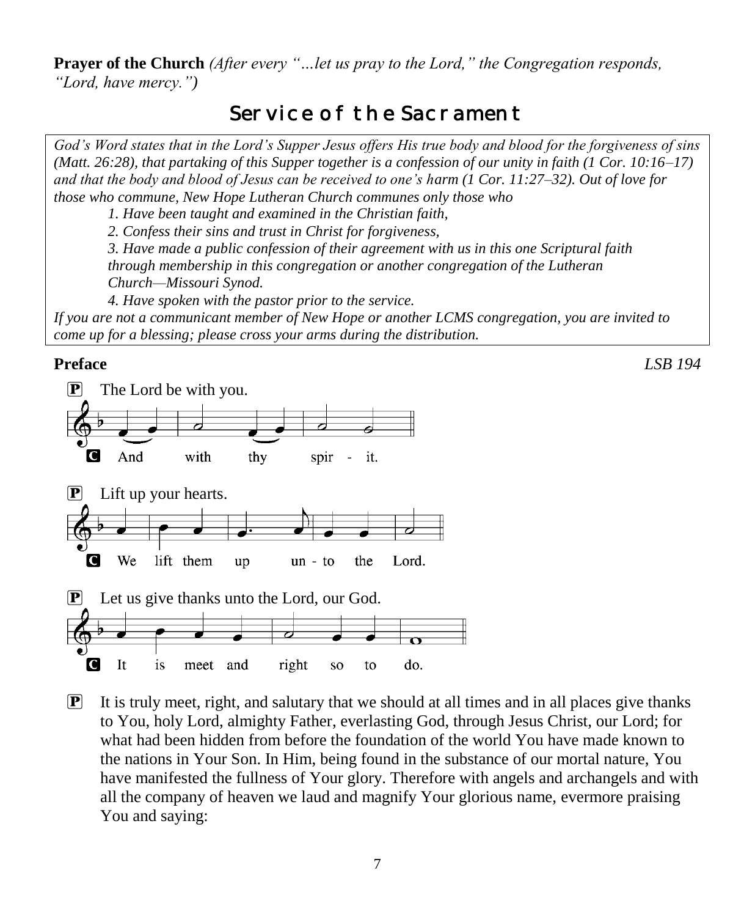**Prayer of the Church** *(After every "…let us pray to the Lord," the Congregation responds, "Lord, have mercy.")*

# Service of the Sacrament

*God's Word states that in the Lord's Supper Jesus offers His true body and blood for the forgiveness of sins (Matt. 26:28), that partaking of this Supper together is a confession of our unity in faith (1 Cor. 10:16–17) and that the body and blood of Jesus can be received to one's harm (1 Cor. 11:27–32). Out of love for those who commune, New Hope Lutheran Church communes only those who*

*1. Have been taught and examined in the Christian faith,*

*2. Confess their sins and trust in Christ for forgiveness,*

*3. Have made a public confession of their agreement with us in this one Scriptural faith through membership in this congregation or another congregation of the Lutheran Church—Missouri Synod.*

*4. Have spoken with the pastor prior to the service.*

*If you are not a communicant member of New Hope or another LCMS congregation, you are invited to come up for a blessing; please cross your arms during the distribution.*

**Preface** *LSB 194*

P The Lord be with you.

C And with thy spir - it.

P Lift up your hearts.

C We lift them up un - to the Lord.

P Let us give thanks unto the Lord, our God.

C It is meet and right so to do.

P It is truly meet, right, and salutary that we should at all times and in all places give thanks to You, holy Lord, almighty Father, everlasting God, through Jesus Christ, our Lord; for what had been hidden from before the foundation of the world You have made known to the nations in Your Son. In Him, being found in the substance of our mortal nature, You have manifested the fullness of Your glory. Therefore with angels and archangels and with all the company of heaven we laud and magnify Your glorious name, evermore praising You and saying: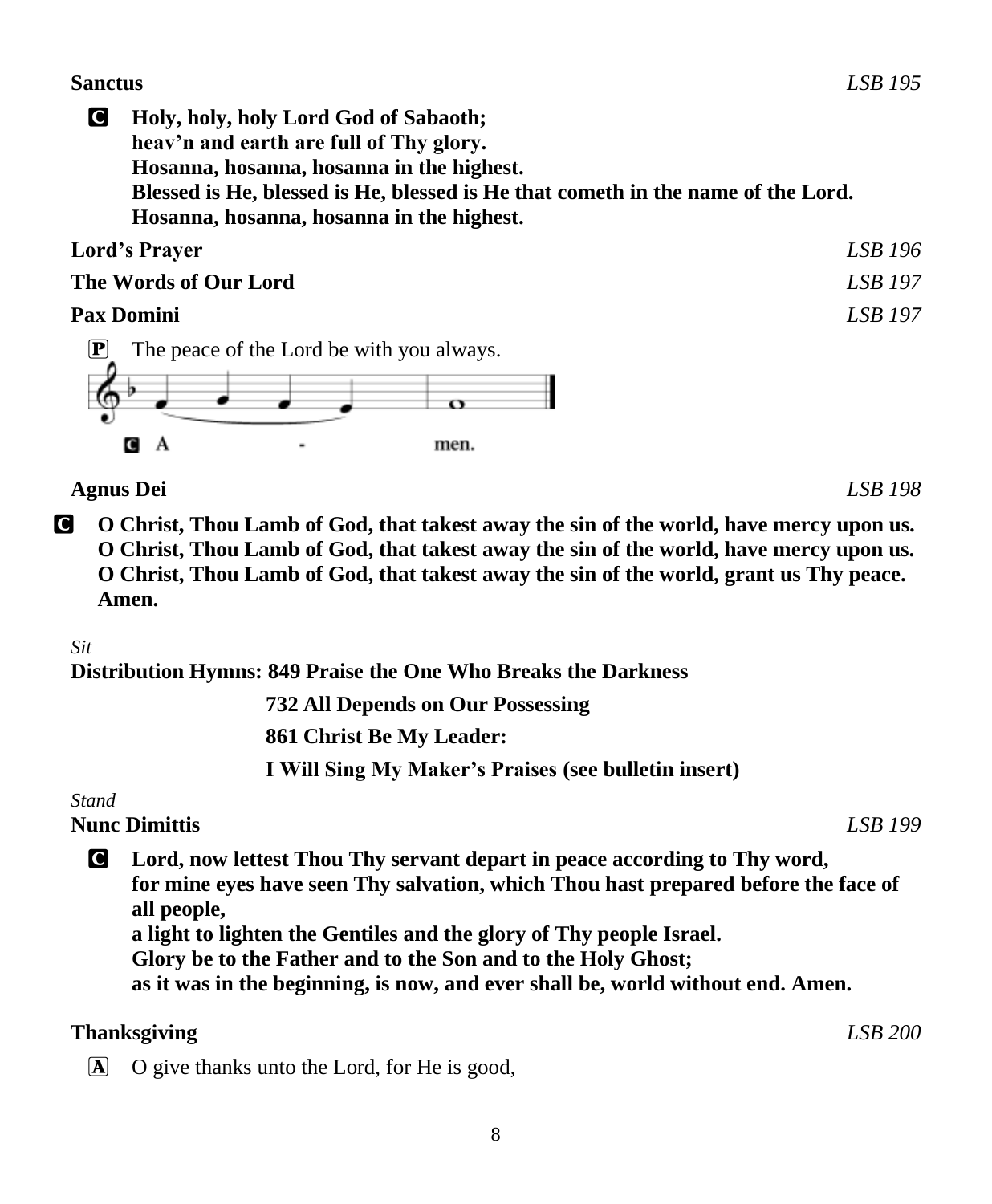**Sanctus** *LSB 195*

C **Holy, holy, holy Lord God of Sabaoth;**
**heav'n and earth are full of Thy glory.**
**Hosanna, hosanna, hosanna in the highest.**
**Blessed is He, blessed is He, blessed is He that cometh in the name of the Lord.**
**Hosanna, hosanna, hosanna in the highest.**

**Lord's Prayer** *LSB 196*

**The Words of Our Lord** *LSB 197*

**Pax Domini** *LSB 197*

P The peace of the Lord be with you always.

C A - men.

**Agnus Dei** *LSB 198*

C **O Christ, Thou Lamb of God, that takest away the sin of the world, have mercy upon us.**
**O Christ, Thou Lamb of God, that takest away the sin of the world, have mercy upon us.**
**O Christ, Thou Lamb of God, that takest away the sin of the world, grant us Thy peace.**
**Amen.**

*Sit*

**Distribution Hymns: 849 Praise the One Who Breaks the Darkness**

**732 All Depends on Our Possessing**

**861 Christ Be My Leader:**

**I Will Sing My Maker's Praises (see bulletin insert)**

*Stand*

**Nunc Dimittis** *LSB 199*

C **Lord, now lettest Thou Thy servant depart in peace according to Thy word,**
**for mine eyes have seen Thy salvation, which Thou hast prepared before the face of all people,**
**a light to lighten the Gentiles and the glory of Thy people Israel.**
**Glory be to the Father and to the Son and to the Holy Ghost;**
**as it was in the beginning, is now, and ever shall be, world without end. Amen.**

**Thanksgiving** *LSB 200*

A O give thanks unto the Lord, for He is good,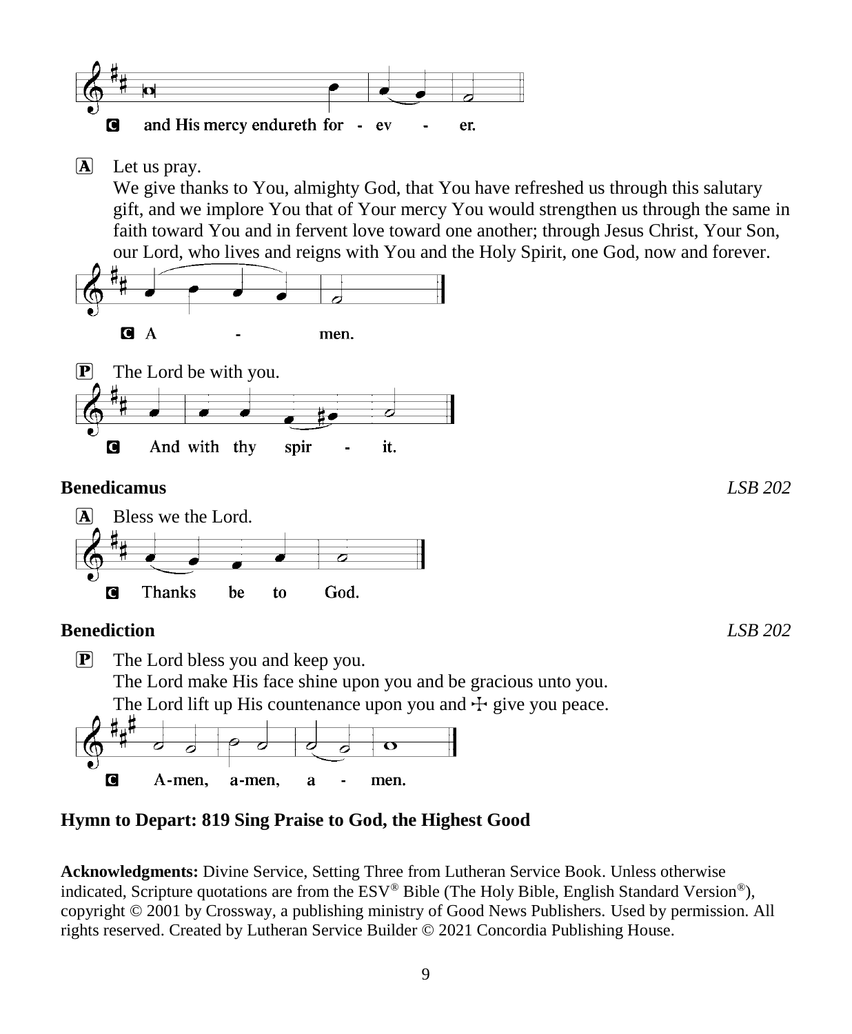C and His mercy endureth for - ev - er.

A Let us pray.
We give thanks to You, almighty God, that You have refreshed us through this salutary gift, and we implore You that of Your mercy You would strengthen us through the same in faith toward You and in fervent love toward one another; through Jesus Christ, Your Son, our Lord, who lives and reigns with You and the Holy Spirit, one God, now and forever.

C A - men.

P The Lord be with you.

C And with thy spir - it.

**Benedicamus** *LSB 202*

A Bless we the Lord.

C Thanks be to God.

**Benediction** *LSB 202*

P The Lord bless you and keep you.
The Lord make His face shine upon you and be gracious unto you.
The Lord lift up His countenance upon you and ☩ give you peace.

C A-men, a-men, a - men.

## Hymn to Depart: 819 Sing Praise to God, the Highest Good

**Acknowledgments:** Divine Service, Setting Three from Lutheran Service Book. Unless otherwise indicated, Scripture quotations are from the ESV® Bible (The Holy Bible, English Standard Version®), copyright © 2001 by Crossway, a publishing ministry of Good News Publishers. Used by permission. All rights reserved. Created by Lutheran Service Builder © 2021 Concordia Publishing House.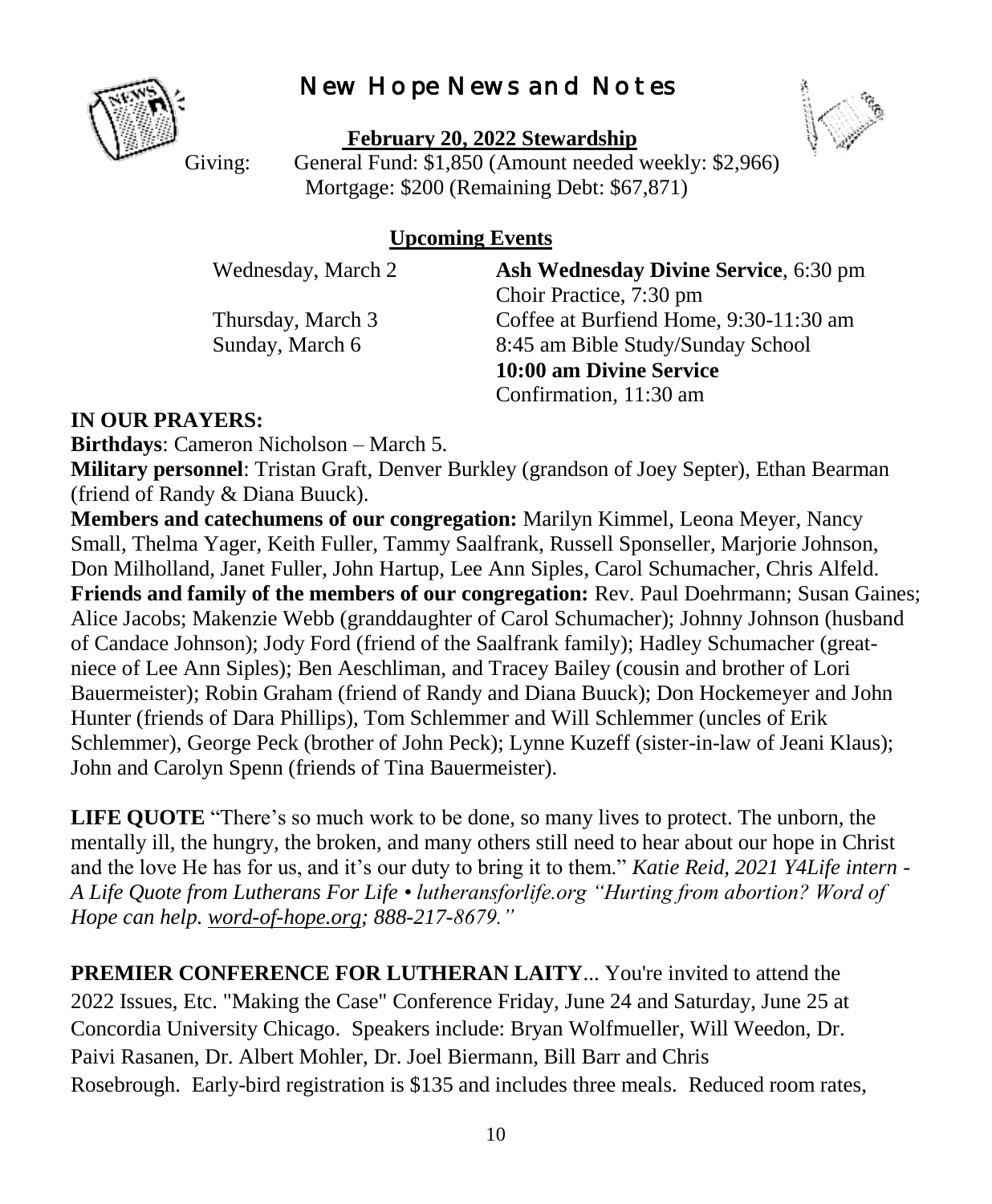# New Hope News and Notes

**February 20, 2022 Stewardship**

Giving: General Fund: $1,850 (Amount needed weekly: $2,966)
Mortgage: $200 (Remaining Debt: $67,871)

**Upcoming Events**

| | |
|---|---|
| Wednesday, March 2 | **Ash Wednesday Divine Service**, 6:30 pm |
| | Choir Practice, 7:30 pm |
| Thursday, March 3 | Coffee at Burfiend Home, 9:30-11:30 am |
| Sunday, March 6 | 8:45 am Bible Study/Sunday School |
| | **10:00 am Divine Service** |
| | Confirmation, 11:30 am |

**IN OUR PRAYERS:**

**Birthdays**: Cameron Nicholson – March 5.

**Military personnel**: Tristan Graft, Denver Burkley (grandson of Joey Septer), Ethan Bearman (friend of Randy & Diana Buuck).

**Members and catechumens of our congregation:** Marilyn Kimmel, Leona Meyer, Nancy Small, Thelma Yager, Keith Fuller, Tammy Saalfrank, Russell Sponseller, Marjorie Johnson, Don Milholland, Janet Fuller, John Hartup, Lee Ann Siples, Carol Schumacher, Chris Alfeld.

**Friends and family of the members of our congregation:** Rev. Paul Doehrmann; Susan Gaines; Alice Jacobs; Makenzie Webb (granddaughter of Carol Schumacher); Johnny Johnson (husband of Candace Johnson); Jody Ford (friend of the Saalfrank family); Hadley Schumacher (great-niece of Lee Ann Siples); Ben Aeschliman, and Tracey Bailey (cousin and brother of Lori Bauermeister); Robin Graham (friend of Randy and Diana Buuck); Don Hockemeyer and John Hunter (friends of Dara Phillips), Tom Schlemmer and Will Schlemmer (uncles of Erik Schlemmer), George Peck (brother of John Peck); Lynne Kuzeff (sister-in-law of Jeani Klaus); John and Carolyn Spenn (friends of Tina Bauermeister).

**LIFE QUOTE** "There's so much work to be done, so many lives to protect. The unborn, the mentally ill, the hungry, the broken, and many others still need to hear about our hope in Christ and the love He has for us, and it's our duty to bring it to them." *Katie Reid, 2021 Y4Life intern - A Life Quote from Lutherans For Life • lutheransforlife.org "Hurting from abortion? Word of Hope can help. word-of-hope.org; 888-217-8679."*

**PREMIER CONFERENCE FOR LUTHERAN LAITY**... You're invited to attend the 2022 Issues, Etc. "Making the Case" Conference Friday, June 24 and Saturday, June 25 at Concordia University Chicago. Speakers include: Bryan Wolfmueller, Will Weedon, Dr. Paivi Rasanen, Dr. Albert Mohler, Dr. Joel Biermann, Bill Barr and Chris Rosebrough. Early-bird registration is $135 and includes three meals. Reduced room rates,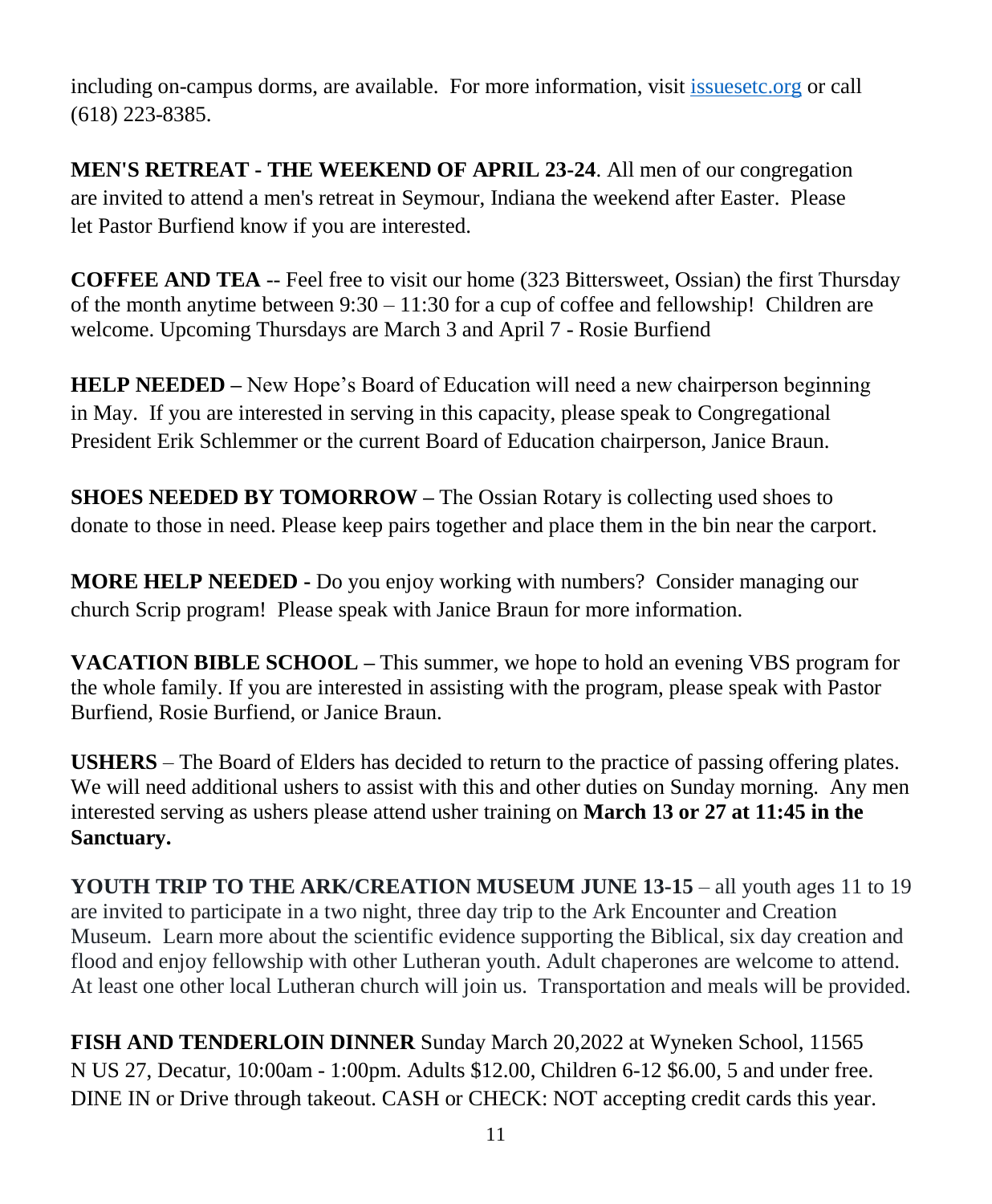including on-campus dorms, are available. For more information, visit [issuesetc.org](issuesetc.org) or call (618) 223-8385.

**MEN'S RETREAT - THE WEEKEND OF APRIL 23-24**. All men of our congregation are invited to attend a men's retreat in Seymour, Indiana the weekend after Easter. Please let Pastor Burfiend know if you are interested.

**COFFEE AND TEA** -- Feel free to visit our home (323 Bittersweet, Ossian) the first Thursday of the month anytime between 9:30 – 11:30 for a cup of coffee and fellowship! Children are welcome. Upcoming Thursdays are March 3 and April 7 - Rosie Burfiend

**HELP NEEDED –** New Hope's Board of Education will need a new chairperson beginning in May. If you are interested in serving in this capacity, please speak to Congregational President Erik Schlemmer or the current Board of Education chairperson, Janice Braun.

**SHOES NEEDED BY TOMORROW –** The Ossian Rotary is collecting used shoes to donate to those in need. Please keep pairs together and place them in the bin near the carport.

**MORE HELP NEEDED -** Do you enjoy working with numbers? Consider managing our church Scrip program! Please speak with Janice Braun for more information.

**VACATION BIBLE SCHOOL –** This summer, we hope to hold an evening VBS program for the whole family. If you are interested in assisting with the program, please speak with Pastor Burfiend, Rosie Burfiend, or Janice Braun.

**USHERS** – The Board of Elders has decided to return to the practice of passing offering plates. We will need additional ushers to assist with this and other duties on Sunday morning. Any men interested serving as ushers please attend usher training on **March 13 or 27 at 11:45 in the Sanctuary.**

**YOUTH TRIP TO THE ARK/CREATION MUSEUM JUNE 13-15** – all youth ages 11 to 19 are invited to participate in a two night, three day trip to the Ark Encounter and Creation Museum. Learn more about the scientific evidence supporting the Biblical, six day creation and flood and enjoy fellowship with other Lutheran youth. Adult chaperones are welcome to attend. At least one other local Lutheran church will join us. Transportation and meals will be provided.

**FISH AND TENDERLOIN DINNER** Sunday March 20,2022 at Wyneken School, 11565 N US 27, Decatur, 10:00am - 1:00pm. Adults $12.00, Children 6-12 $6.00, 5 and under free. DINE IN or Drive through takeout. CASH or CHECK: NOT accepting credit cards this year.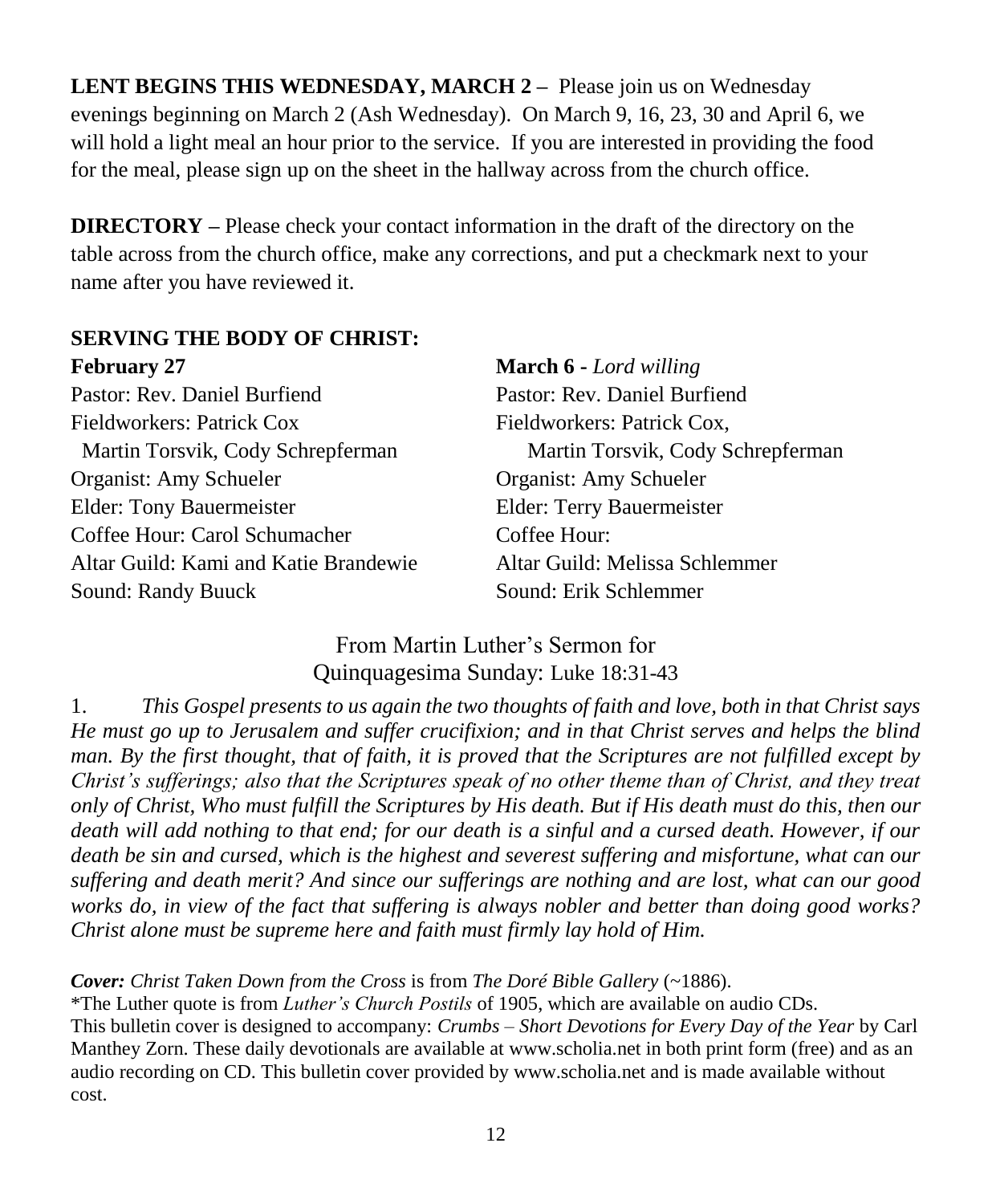**LENT BEGINS THIS WEDNESDAY, MARCH 2 –** Please join us on Wednesday evenings beginning on March 2 (Ash Wednesday). On March 9, 16, 23, 30 and April 6, we will hold a light meal an hour prior to the service. If you are interested in providing the food for the meal, please sign up on the sheet in the hallway across from the church office.

**DIRECTORY –** Please check your contact information in the draft of the directory on the table across from the church office, make any corrections, and put a checkmark next to your name after you have reviewed it.

**SERVING THE BODY OF CHRIST:**

**February 27**
Pastor: Rev. Daniel Burfiend
Fieldworkers: Patrick Cox
Martin Torsvik, Cody Schrepferman
Organist: Amy Schueler
Elder: Tony Bauermeister
Coffee Hour: Carol Schumacher
Altar Guild: Kami and Katie Brandewie
Sound: Randy Buuck

**March 6 -** *Lord willing*
Pastor: Rev. Daniel Burfiend
Fieldworkers: Patrick Cox,
Martin Torsvik, Cody Schrepferman
Organist: Amy Schueler
Elder: Terry Bauermeister
Coffee Hour:
Altar Guild: Melissa Schlemmer
Sound: Erik Schlemmer

From Martin Luther's Sermon for
Quinquagesima Sunday: Luke 18:31-43

1. *This Gospel presents to us again the two thoughts of faith and love, both in that Christ says He must go up to Jerusalem and suffer crucifixion; and in that Christ serves and helps the blind man. By the first thought, that of faith, it is proved that the Scriptures are not fulfilled except by Christ's sufferings; also that the Scriptures speak of no other theme than of Christ, and they treat only of Christ, Who must fulfill the Scriptures by His death. But if His death must do this, then our death will add nothing to that end; for our death is a sinful and a cursed death. However, if our death be sin and cursed, which is the highest and severest suffering and misfortune, what can our suffering and death merit? And since our sufferings are nothing and are lost, what can our good works do, in view of the fact that suffering is always nobler and better than doing good works? Christ alone must be supreme here and faith must firmly lay hold of Him.*

***Cover:*** *Christ Taken Down from the Cross* is from *The Doré Bible Gallery* (~1886).
*The Luther quote is from *Luther's Church Postils* of 1905, which are available on audio CDs.
This bulletin cover is designed to accompany: *Crumbs – Short Devotions for Every Day of the Year* by Carl Manthey Zorn. These daily devotionals are available at www.scholia.net in both print form (free) and as an audio recording on CD. This bulletin cover provided by www.scholia.net and is made available without cost.